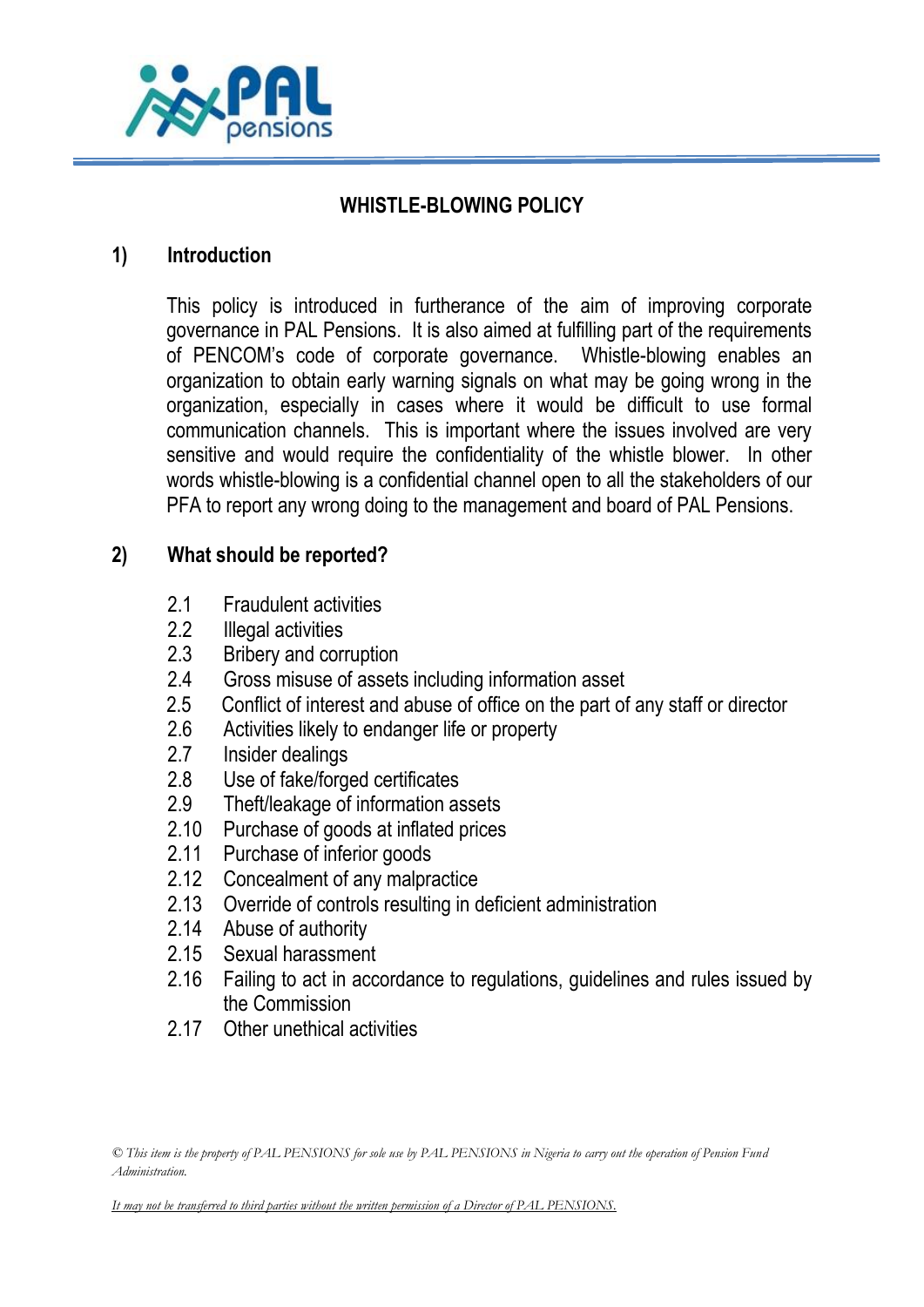# WHISTLE-BLOWING POLICY

## 1) Introduction

This policy is introduced in furtherance of the aim of improving corporate governance in PAL Pensions. It is also aimed at fulfilling part of the requirements of PENCOM's code of corporate governance. Whistle-blowing enables an organization to obtain early warning signals on what may be going wrong in the organization, especially in cases where it would be difficult to use formal communication channels. This is important where the issues involved are very sensitive and would require the confidentiality of the whistle blower. In other words whistle-blowing is a confidential channel open to all the stakeholders of our PFA to report any wrong doing to the management and board of PAL Pensions.

## 2) What should be reported?

- 2.1 Fraudulent activities
- 2.2 Illegal activities
- 2.3 Bribery and corruption
- 2.4 Gross misuse of assets including information asset
- 2.5 Conflict of interest and abuse of office on the part of any staff or director
- 2.6 Activities likely to endanger life or property
- 2.7 Insider dealings
- 2.8 Use of fake/forged certificates
- 2.9 Theft/leakage of information assets
- 2.10 Purchase of goods at inflated prices
- 2.11 Purchase of inferior goods
- 2.12 Concealment of any malpractice
- 2.13 Override of controls resulting in deficient administration
- 2.14 Abuse of authority
- 2.15 Sexual harassment
- 2.16 Failing to act in accordance to regulations, guidelines and rules issued by the Commission
- 2.17 Other unethical activities

*© This item is the property of PAL PENSIONS for sole use by PAL PENSIONS in Nigeria to carry out the operation of Pension Fund Administration.*

*It may not be transferred to third parties without the written permission of a Director of PAL PENSIONS.*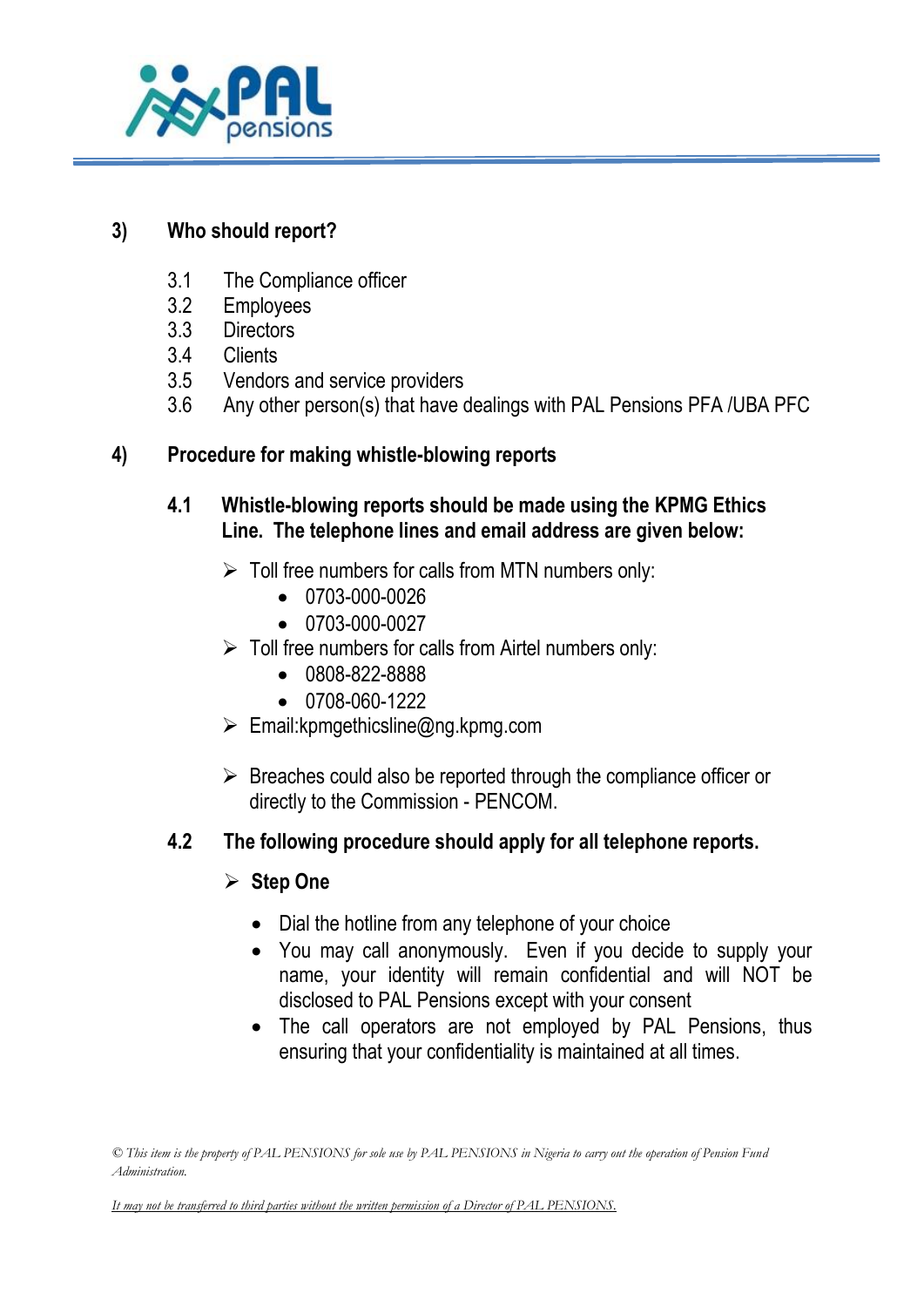## 3) Who should report?

3.1 The Compliance officer
3.2 Employees
3.3 Directors
3.4 Clients
3.5 Vendors and service providers
3.6 Any other person(s) that have dealings with PAL Pensions PFA /UBA PFC

## 4) Procedure for making whistle-blowing reports

### 4.1 Whistle-blowing reports should be made using the KPMG Ethics Line. The telephone lines and email address are given below:

- Toll free numbers for calls from MTN numbers only:
  - 0703-000-0026
  - 0703-000-0027
- Toll free numbers for calls from Airtel numbers only:
  - 0808-822-8888
  - 0708-060-1222
- Email:kpmgethicsline@ng.kpmg.com

- Breaches could also be reported through the compliance officer or directly to the Commission - PENCOM.

### 4.2 The following procedure should apply for all telephone reports.

- **Step One**
  - Dial the hotline from any telephone of your choice
  - You may call anonymously. Even if you decide to supply your name, your identity will remain confidential and will NOT be disclosed to PAL Pensions except with your consent
  - The call operators are not employed by PAL Pensions, thus ensuring that your confidentiality is maintained at all times.

*© This item is the property of PAL PENSIONS for sole use by PAL PENSIONS in Nigeria to carry out the operation of Pension Fund Administration.*

*It may not be transferred to third parties without the written permission of a Director of PAL PENSIONS.*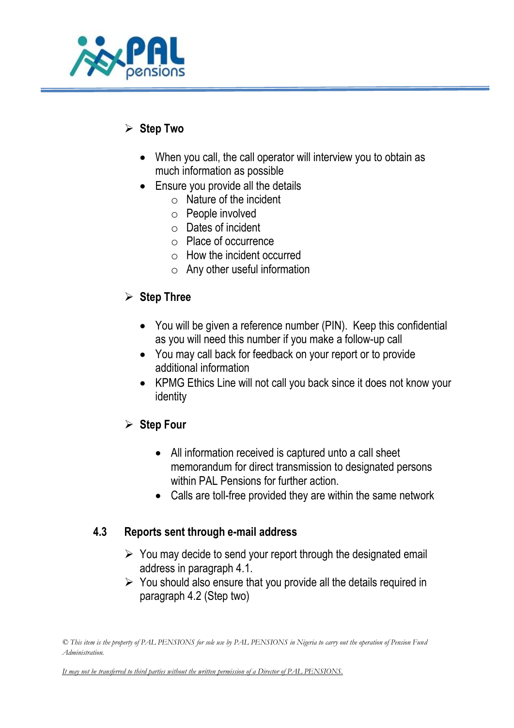- **Step Two**

  - When you call, the call operator will interview you to obtain as much information as possible
  - Ensure you provide all the details
    - Nature of the incident
    - People involved
    - Dates of incident
    - Place of occurrence
    - How the incident occurred
    - Any other useful information

- **Step Three**

  - You will be given a reference number (PIN). Keep this confidential as you will need this number if you make a follow-up call
  - You may call back for feedback on your report or to provide additional information
  - KPMG Ethics Line will not call you back since it does not know your identity

- **Step Four**

  - All information received is captured unto a call sheet memorandum for direct transmission to designated persons within PAL Pensions for further action.
  - Calls are toll-free provided they are within the same network

### 4.3 Reports sent through e-mail address

- You may decide to send your report through the designated email address in paragraph 4.1.
- You should also ensure that you provide all the details required in paragraph 4.2 (Step two)

*© This item is the property of PAL PENSIONS for sole use by PAL PENSIONS in Nigeria to carry out the operation of Pension Fund Administration.*

*It may not be transferred to third parties without the written permission of a Director of PAL PENSIONS.*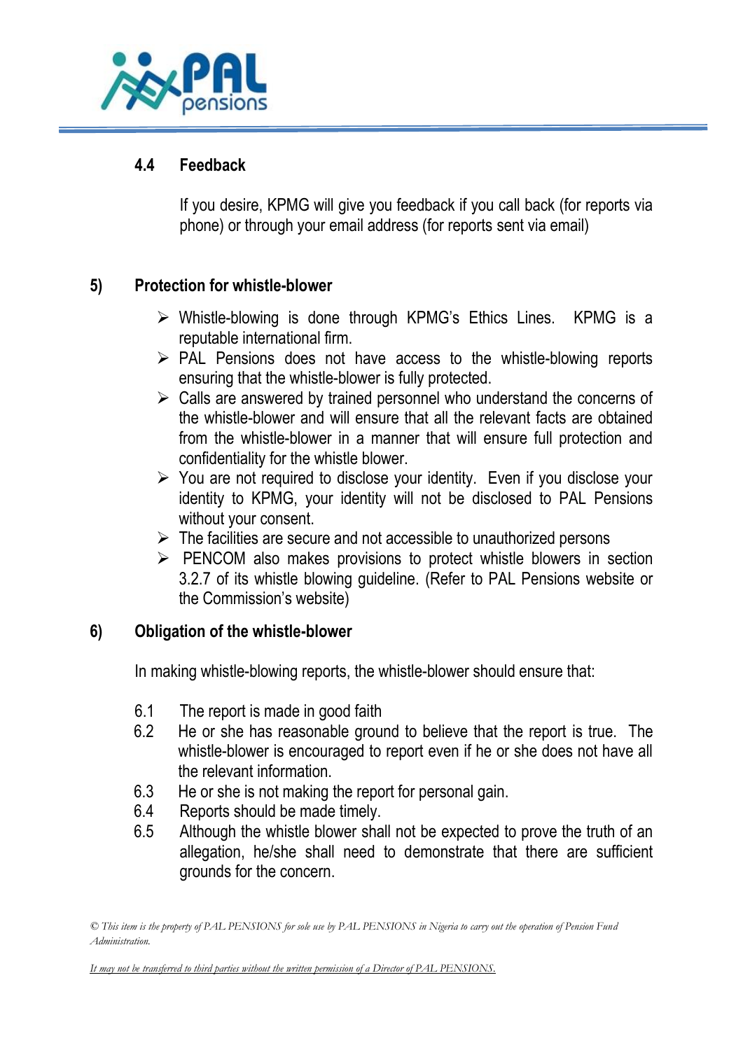### 4.4 Feedback

If you desire, KPMG will give you feedback if you call back (for reports via phone) or through your email address (for reports sent via email)

## 5) Protection for whistle-blower

- Whistle-blowing is done through KPMG's Ethics Lines. KPMG is a reputable international firm.
- PAL Pensions does not have access to the whistle-blowing reports ensuring that the whistle-blower is fully protected.
- Calls are answered by trained personnel who understand the concerns of the whistle-blower and will ensure that all the relevant facts are obtained from the whistle-blower in a manner that will ensure full protection and confidentiality for the whistle blower.
- You are not required to disclose your identity. Even if you disclose your identity to KPMG, your identity will not be disclosed to PAL Pensions without your consent.
- The facilities are secure and not accessible to unauthorized persons
- PENCOM also makes provisions to protect whistle blowers in section 3.2.7 of its whistle blowing guideline. (Refer to PAL Pensions website or the Commission's website)

## 6) Obligation of the whistle-blower

In making whistle-blowing reports, the whistle-blower should ensure that:

6.1 The report is made in good faith

6.2 He or she has reasonable ground to believe that the report is true. The whistle-blower is encouraged to report even if he or she does not have all the relevant information.

6.3 He or she is not making the report for personal gain.

6.4 Reports should be made timely.

6.5 Although the whistle blower shall not be expected to prove the truth of an allegation, he/she shall need to demonstrate that there are sufficient grounds for the concern.

*© This item is the property of PAL PENSIONS for sole use by PAL PENSIONS in Nigeria to carry out the operation of Pension Fund Administration.*

*It may not be transferred to third parties without the written permission of a Director of PAL PENSIONS.*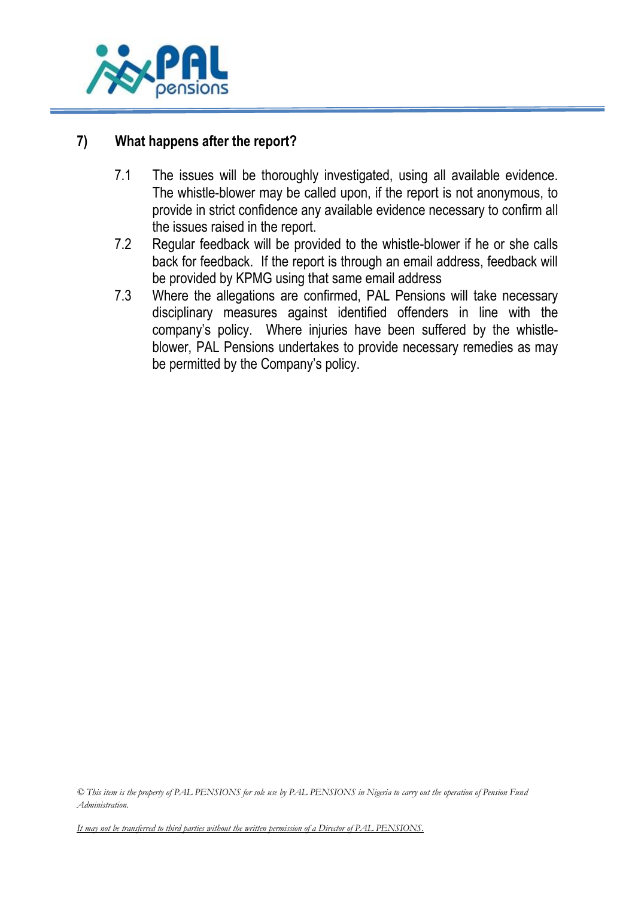## 7) What happens after the report?

7.1 The issues will be thoroughly investigated, using all available evidence. The whistle-blower may be called upon, if the report is not anonymous, to provide in strict confidence any available evidence necessary to confirm all the issues raised in the report.

7.2 Regular feedback will be provided to the whistle-blower if he or she calls back for feedback. If the report is through an email address, feedback will be provided by KPMG using that same email address

7.3 Where the allegations are confirmed, PAL Pensions will take necessary disciplinary measures against identified offenders in line with the company's policy. Where injuries have been suffered by the whistle-blower, PAL Pensions undertakes to provide necessary remedies as may be permitted by the Company's policy.

*© This item is the property of PAL PENSIONS for sole use by PAL PENSIONS in Nigeria to carry out the operation of Pension Fund Administration.*

*It may not be transferred to third parties without the written permission of a Director of PAL PENSIONS.*